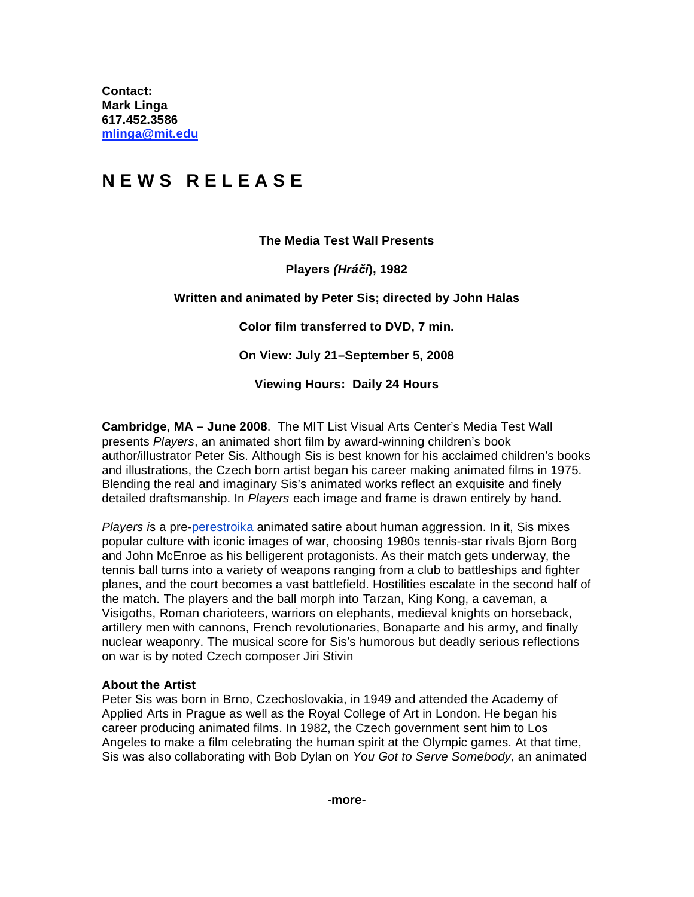**Contact:**
**Mark Linga**
**617.452.3586**
**mlinga@mit.edu**

# N E W S  R E L E A S E

**The Media Test Wall Presents**

**Players *(Hráči*), 1982**

**Written and animated by Peter Sis; directed by John Halas**

**Color film transferred to DVD, 7 min.**

**On View: July 21–September 5, 2008**

**Viewing Hours: Daily 24 Hours**

**Cambridge, MA – June 2008**. The MIT List Visual Arts Center's Media Test Wall presents *Players*, an animated short film by award-winning children's book author/illustrator Peter Sis. Although Sis is best known for his acclaimed children's books and illustrations, the Czech born artist began his career making animated films in 1975. Blending the real and imaginary Sis's animated works reflect an exquisite and finely detailed draftsmanship. In *Players* each image and frame is drawn entirely by hand.

*Players i*s a pre-perestroika animated satire about human aggression. In it, Sis mixes popular culture with iconic images of war, choosing 1980s tennis-star rivals Bjorn Borg and John McEnroe as his belligerent protagonists. As their match gets underway, the tennis ball turns into a variety of weapons ranging from a club to battleships and fighter planes, and the court becomes a vast battlefield. Hostilities escalate in the second half of the match. The players and the ball morph into Tarzan, King Kong, a caveman, a Visigoths, Roman charioteers, warriors on elephants, medieval knights on horseback, artillery men with cannons, French revolutionaries, Bonaparte and his army, and finally nuclear weaponry. The musical score for Sis's humorous but deadly serious reflections on war is by noted Czech composer Jiri Stivin

**About the Artist**
Peter Sis was born in Brno, Czechoslovakia, in 1949 and attended the Academy of Applied Arts in Prague as well as the Royal College of Art in London. He began his career producing animated films. In 1982, the Czech government sent him to Los Angeles to make a film celebrating the human spirit at the Olympic games. At that time, Sis was also collaborating with Bob Dylan on *You Got to Serve Somebody,* an animated

**-more-**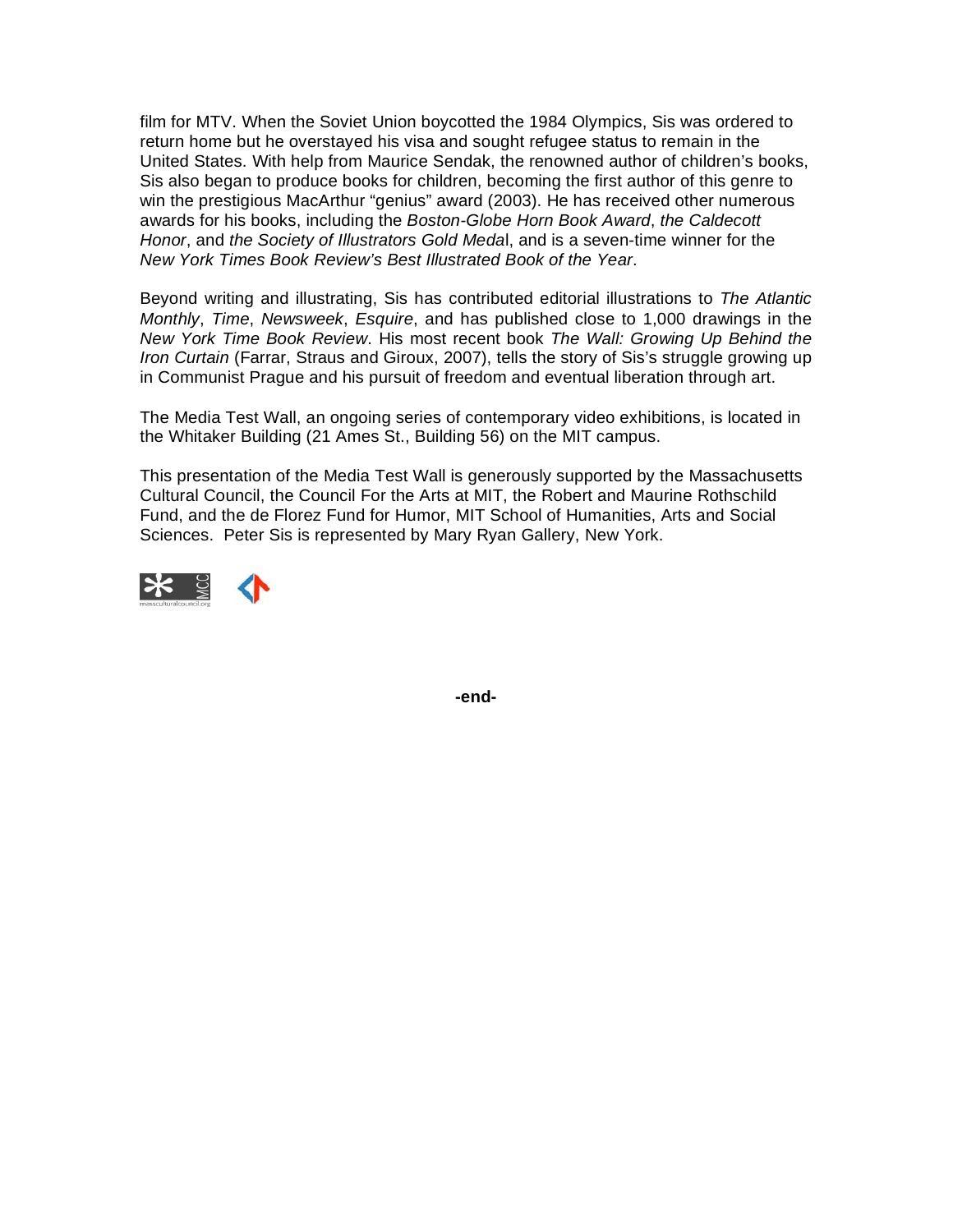film for MTV. When the Soviet Union boycotted the 1984 Olympics, Sis was ordered to return home but he overstayed his visa and sought refugee status to remain in the United States. With help from Maurice Sendak, the renowned author of children's books, Sis also began to produce books for children, becoming the first author of this genre to win the prestigious MacArthur "genius" award (2003). He has received other numerous awards for his books, including the *Boston-Globe Horn Book Award*, *the Caldecott Honor*, and *the Society of Illustrators Gold Meda*l, and is a seven-time winner for the *New York Times Book Review's Best Illustrated Book of the Year*.

Beyond writing and illustrating, Sis has contributed editorial illustrations to *The Atlantic Monthly*, *Time*, *Newsweek*, *Esquire*, and has published close to 1,000 drawings in the *New York Time Book Review*. His most recent book *The Wall: Growing Up Behind the Iron Curtain* (Farrar, Straus and Giroux, 2007), tells the story of Sis's struggle growing up in Communist Prague and his pursuit of freedom and eventual liberation through art.

The Media Test Wall, an ongoing series of contemporary video exhibitions, is located in the Whitaker Building (21 Ames St., Building 56) on the MIT campus.

This presentation of the Media Test Wall is generously supported by the Massachusetts Cultural Council, the Council For the Arts at MIT, the Robert and Maurine Rothschild Fund, and the de Florez Fund for Humor, MIT School of Humanities, Arts and Social Sciences. Peter Sis is represented by Mary Ryan Gallery, New York.

MCC
massculturalcouncil.org

**-end-**